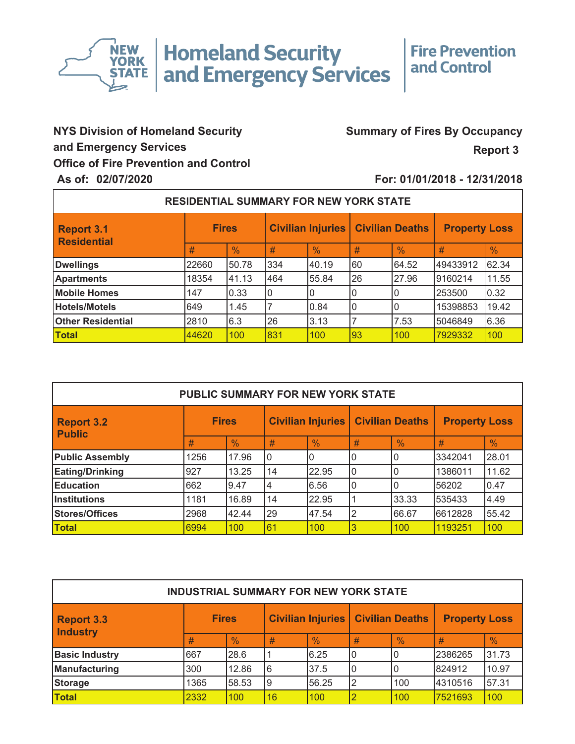New York State Homeland Security and Emergency Services | Fire Prevention and Control

**NYS Division of Homeland Security and Emergency Services**
**Office of Fire Prevention and Control**
**As of: 02/07/2020**

**Summary of Fires By Occupancy**
**Report 3**
**For: 01/01/2018 - 12/31/2018**

## RESIDENTIAL SUMMARY FOR NEW YORK STATE

| Report 3.1 Residential | Fires | | Civilian Injuries | | Civilian Deaths | | Property Loss | |
|---|---|---|---|---|---|---|---|---|
| | # | % | # | % | # | % | # | % |
| **Dwellings** | 22660 | 50.78 | 334 | 40.19 | 60 | 64.52 | 49433912 | 62.34 |
| **Apartments** | 18354 | 41.13 | 464 | 55.84 | 26 | 27.96 | 9160214 | 11.55 |
| **Mobile Homes** | 147 | 0.33 | 0 | 0 | 0 | 0 | 253500 | 0.32 |
| **Hotels/Motels** | 649 | 1.45 | 7 | 0.84 | 0 | 0 | 15398853 | 19.42 |
| **Other Residential** | 2810 | 6.3 | 26 | 3.13 | 7 | 7.53 | 5046849 | 6.36 |
| **Total** | 44620 | 100 | 831 | 100 | 93 | 100 | 7929332 | 100 |

## PUBLIC SUMMARY FOR NEW YORK STATE

| Report 3.2 Public | Fires | | Civilian Injuries | | Civilian Deaths | | Property Loss | |
|---|---|---|---|---|---|---|---|---|
| | # | % | # | % | # | % | # | % |
| **Public Assembly** | 1256 | 17.96 | 0 | 0 | 0 | 0 | 3342041 | 28.01 |
| **Eating/Drinking** | 927 | 13.25 | 14 | 22.95 | 0 | 0 | 1386011 | 11.62 |
| **Education** | 662 | 9.47 | 4 | 6.56 | 0 | 0 | 56202 | 0.47 |
| **Institutions** | 1181 | 16.89 | 14 | 22.95 | 1 | 33.33 | 535433 | 4.49 |
| **Stores/Offices** | 2968 | 42.44 | 29 | 47.54 | 2 | 66.67 | 6612828 | 55.42 |
| **Total** | 6994 | 100 | 61 | 100 | 3 | 100 | 1193251 | 100 |

## INDUSTRIAL SUMMARY FOR NEW YORK STATE

| Report 3.3 Industry | Fires | | Civilian Injuries | | Civilian Deaths | | Property Loss | |
|---|---|---|---|---|---|---|---|---|
| | # | % | # | % | # | % | # | % |
| **Basic Industry** | 667 | 28.6 | 1 | 6.25 | 0 | 0 | 2386265 | 31.73 |
| **Manufacturing** | 300 | 12.86 | 6 | 37.5 | 0 | 0 | 824912 | 10.97 |
| **Storage** | 1365 | 58.53 | 9 | 56.25 | 2 | 100 | 4310516 | 57.31 |
| **Total** | 2332 | 100 | 16 | 100 | 2 | 100 | 7521693 | 100 |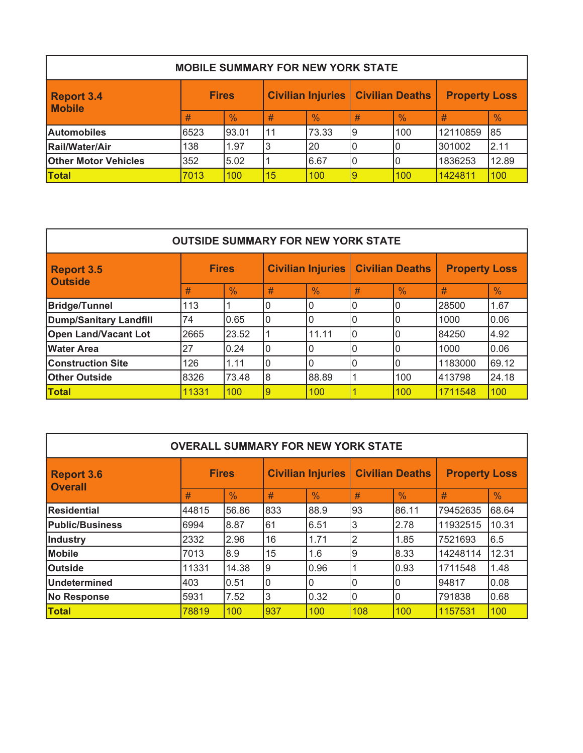| MOBILE SUMMARY FOR NEW YORK STATE | | | | | | | | |
|---|---|---|---|---|---|---|---|---|
| **Report 3.4 Mobile** | **Fires** | | **Civilian Injuries** | | **Civilian Deaths** | | **Property Loss** | |
| | # | % | # | % | # | % | # | % |
| **Automobiles** | 6523 | 93.01 | 11 | 73.33 | 9 | 100 | 12110859 | 85 |
| **Rail/Water/Air** | 138 | 1.97 | 3 | 20 | 0 | 0 | 301002 | 2.11 |
| **Other Motor Vehicles** | 352 | 5.02 | 1 | 6.67 | 0 | 0 | 1836253 | 12.89 |
| **Total** | 7013 | 100 | 15 | 100 | 9 | 100 | 1424811 | 100 |

| OUTSIDE SUMMARY FOR NEW YORK STATE | | | | | | | | |
|---|---|---|---|---|---|---|---|---|
| **Report 3.5 Outside** | **Fires** | | **Civilian Injuries** | | **Civilian Deaths** | | **Property Loss** | |
| | # | % | # | % | # | % | # | % |
| **Bridge/Tunnel** | 113 | 1 | 0 | 0 | 0 | 0 | 28500 | 1.67 |
| **Dump/Sanitary Landfill** | 74 | 0.65 | 0 | 0 | 0 | 0 | 1000 | 0.06 |
| **Open Land/Vacant Lot** | 2665 | 23.52 | 1 | 11.11 | 0 | 0 | 84250 | 4.92 |
| **Water Area** | 27 | 0.24 | 0 | 0 | 0 | 0 | 1000 | 0.06 |
| **Construction Site** | 126 | 1.11 | 0 | 0 | 0 | 0 | 1183000 | 69.12 |
| **Other Outside** | 8326 | 73.48 | 8 | 88.89 | 1 | 100 | 413798 | 24.18 |
| **Total** | 11331 | 100 | 9 | 100 | 1 | 100 | 1711548 | 100 |

| OVERALL SUMMARY FOR NEW YORK STATE | | | | | | | | |
|---|---|---|---|---|---|---|---|---|
| **Report 3.6 Overall** | **Fires** | | **Civilian Injuries** | | **Civilian Deaths** | | **Property Loss** | |
| | # | % | # | % | # | % | # | % |
| **Residential** | 44815 | 56.86 | 833 | 88.9 | 93 | 86.11 | 79452635 | 68.64 |
| **Public/Business** | 6994 | 8.87 | 61 | 6.51 | 3 | 2.78 | 11932515 | 10.31 |
| **Industry** | 2332 | 2.96 | 16 | 1.71 | 2 | 1.85 | 7521693 | 6.5 |
| **Mobile** | 7013 | 8.9 | 15 | 1.6 | 9 | 8.33 | 14248114 | 12.31 |
| **Outside** | 11331 | 14.38 | 9 | 0.96 | 1 | 0.93 | 1711548 | 1.48 |
| **Undetermined** | 403 | 0.51 | 0 | 0 | 0 | 0 | 94817 | 0.08 |
| **No Response** | 5931 | 7.52 | 3 | 0.32 | 0 | 0 | 791838 | 0.68 |
| **Total** | 78819 | 100 | 937 | 100 | 108 | 100 | 1157531 | 100 |